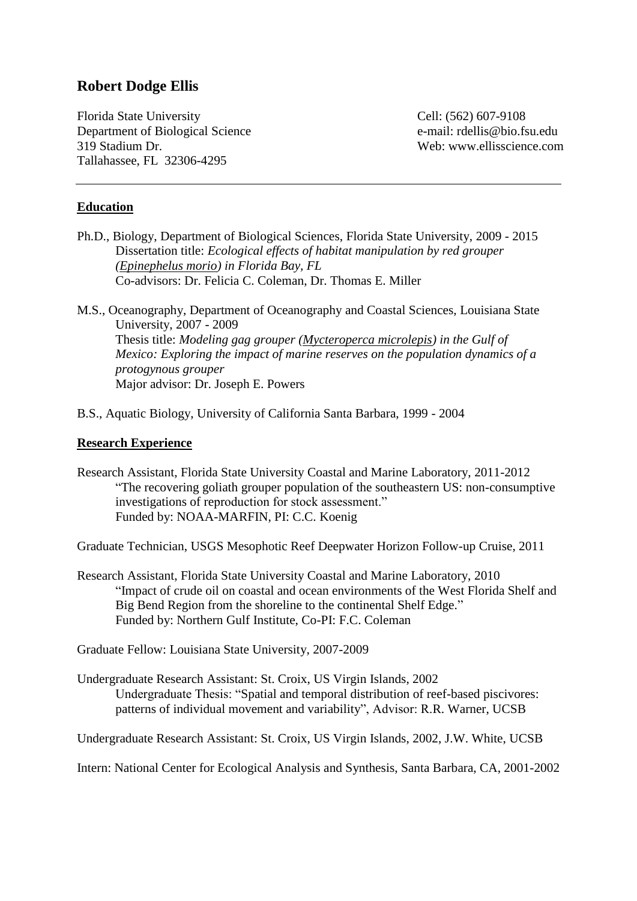# Robert Dodge Ellis

Florida State University
Department of Biological Science
319 Stadium Dr.
Tallahassee, FL 32306-4295

Cell: (562) 607-9108
e-mail: rdellis@bio.fsu.edu
Web: www.ellisscience.com

---

## Education

Ph.D., Biology, Department of Biological Sciences, Florida State University, 2009 - 2015
Dissertation title: *Ecological effects of habitat manipulation by red grouper (Epinephelus morio) in Florida Bay, FL*
Co-advisors: Dr. Felicia C. Coleman, Dr. Thomas E. Miller

M.S., Oceanography, Department of Oceanography and Coastal Sciences, Louisiana State University, 2007 - 2009
Thesis title: *Modeling gag grouper (Mycteroperca microlepis) in the Gulf of Mexico: Exploring the impact of marine reserves on the population dynamics of a protogynous grouper*
Major advisor: Dr. Joseph E. Powers

B.S., Aquatic Biology, University of California Santa Barbara, 1999 - 2004

## Research Experience

Research Assistant, Florida State University Coastal and Marine Laboratory, 2011-2012
"The recovering goliath grouper population of the southeastern US: non-consumptive investigations of reproduction for stock assessment."
Funded by: NOAA-MARFIN, PI: C.C. Koenig

Graduate Technician, USGS Mesophotic Reef Deepwater Horizon Follow-up Cruise, 2011

Research Assistant, Florida State University Coastal and Marine Laboratory, 2010
"Impact of crude oil on coastal and ocean environments of the West Florida Shelf and Big Bend Region from the shoreline to the continental Shelf Edge."
Funded by: Northern Gulf Institute, Co-PI: F.C. Coleman

Graduate Fellow: Louisiana State University, 2007-2009

Undergraduate Research Assistant: St. Croix, US Virgin Islands, 2002
Undergraduate Thesis: "Spatial and temporal distribution of reef-based piscivores: patterns of individual movement and variability", Advisor: R.R. Warner, UCSB

Undergraduate Research Assistant: St. Croix, US Virgin Islands, 2002, J.W. White, UCSB

Intern: National Center for Ecological Analysis and Synthesis, Santa Barbara, CA, 2001-2002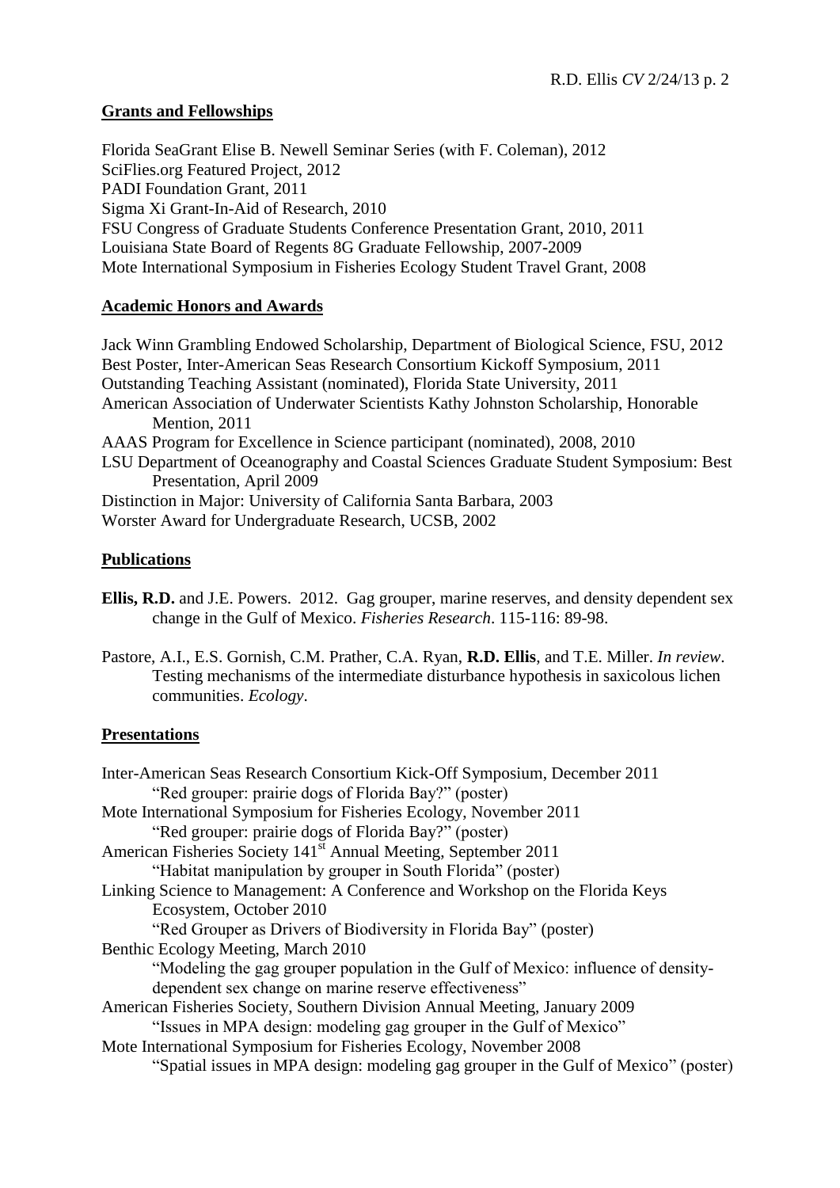## Grants and Fellowships

Florida SeaGrant Elise B. Newell Seminar Series (with F. Coleman), 2012
SciFlies.org Featured Project, 2012
PADI Foundation Grant, 2011
Sigma Xi Grant-In-Aid of Research, 2010
FSU Congress of Graduate Students Conference Presentation Grant, 2010, 2011
Louisiana State Board of Regents 8G Graduate Fellowship, 2007-2009
Mote International Symposium in Fisheries Ecology Student Travel Grant, 2008

## Academic Honors and Awards

Jack Winn Grambling Endowed Scholarship, Department of Biological Science, FSU, 2012
Best Poster, Inter-American Seas Research Consortium Kickoff Symposium, 2011
Outstanding Teaching Assistant (nominated), Florida State University, 2011
American Association of Underwater Scientists Kathy Johnston Scholarship, Honorable Mention, 2011
AAAS Program for Excellence in Science participant (nominated), 2008, 2010
LSU Department of Oceanography and Coastal Sciences Graduate Student Symposium: Best Presentation, April 2009
Distinction in Major: University of California Santa Barbara, 2003
Worster Award for Undergraduate Research, UCSB, 2002

## Publications

**Ellis, R.D.** and J.E. Powers. 2012. Gag grouper, marine reserves, and density dependent sex change in the Gulf of Mexico. *Fisheries Research*. 115-116: 89-98.

Pastore, A.I., E.S. Gornish, C.M. Prather, C.A. Ryan, **R.D. Ellis**, and T.E. Miller. *In review*. Testing mechanisms of the intermediate disturbance hypothesis in saxicolous lichen communities. *Ecology*.

## Presentations

Inter-American Seas Research Consortium Kick-Off Symposium, December 2011
"Red grouper: prairie dogs of Florida Bay?" (poster)
Mote International Symposium for Fisheries Ecology, November 2011
"Red grouper: prairie dogs of Florida Bay?" (poster)
American Fisheries Society 141st Annual Meeting, September 2011
"Habitat manipulation by grouper in South Florida" (poster)
Linking Science to Management: A Conference and Workshop on the Florida Keys Ecosystem, October 2010
"Red Grouper as Drivers of Biodiversity in Florida Bay" (poster)
Benthic Ecology Meeting, March 2010
"Modeling the gag grouper population in the Gulf of Mexico: influence of density-dependent sex change on marine reserve effectiveness"
American Fisheries Society, Southern Division Annual Meeting, January 2009
"Issues in MPA design: modeling gag grouper in the Gulf of Mexico"
Mote International Symposium for Fisheries Ecology, November 2008
"Spatial issues in MPA design: modeling gag grouper in the Gulf of Mexico" (poster)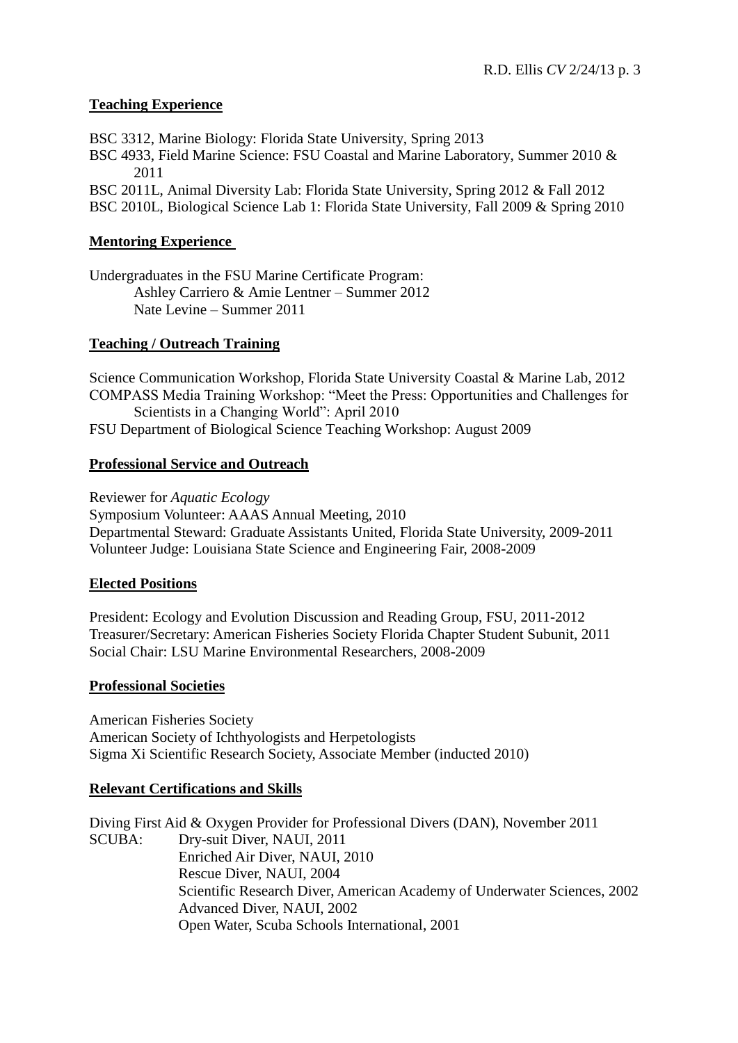## Teaching Experience

BSC 3312, Marine Biology: Florida State University, Spring 2013
BSC 4933, Field Marine Science: FSU Coastal and Marine Laboratory, Summer 2010 & 2011
BSC 2011L, Animal Diversity Lab: Florida State University, Spring 2012 & Fall 2012
BSC 2010L, Biological Science Lab 1: Florida State University, Fall 2009 & Spring 2010

## Mentoring Experience

Undergraduates in the FSU Marine Certificate Program:
- Ashley Carriero & Amie Lentner – Summer 2012
- Nate Levine – Summer 2011

## Teaching / Outreach Training

Science Communication Workshop, Florida State University Coastal & Marine Lab, 2012
COMPASS Media Training Workshop: "Meet the Press: Opportunities and Challenges for Scientists in a Changing World": April 2010
FSU Department of Biological Science Teaching Workshop: August 2009

## Professional Service and Outreach

Reviewer for *Aquatic Ecology*
Symposium Volunteer: AAAS Annual Meeting, 2010
Departmental Steward: Graduate Assistants United, Florida State University, 2009-2011
Volunteer Judge: Louisiana State Science and Engineering Fair, 2008-2009

## Elected Positions

President: Ecology and Evolution Discussion and Reading Group, FSU, 2011-2012
Treasurer/Secretary: American Fisheries Society Florida Chapter Student Subunit, 2011
Social Chair: LSU Marine Environmental Researchers, 2008-2009

## Professional Societies

American Fisheries Society
American Society of Ichthyologists and Herpetologists
Sigma Xi Scientific Research Society, Associate Member (inducted 2010)

## Relevant Certifications and Skills

Diving First Aid & Oxygen Provider for Professional Divers (DAN), November 2011
SCUBA:
- Dry-suit Diver, NAUI, 2011
- Enriched Air Diver, NAUI, 2010
- Rescue Diver, NAUI, 2004
- Scientific Research Diver, American Academy of Underwater Sciences, 2002
- Advanced Diver, NAUI, 2002
- Open Water, Scuba Schools International, 2001